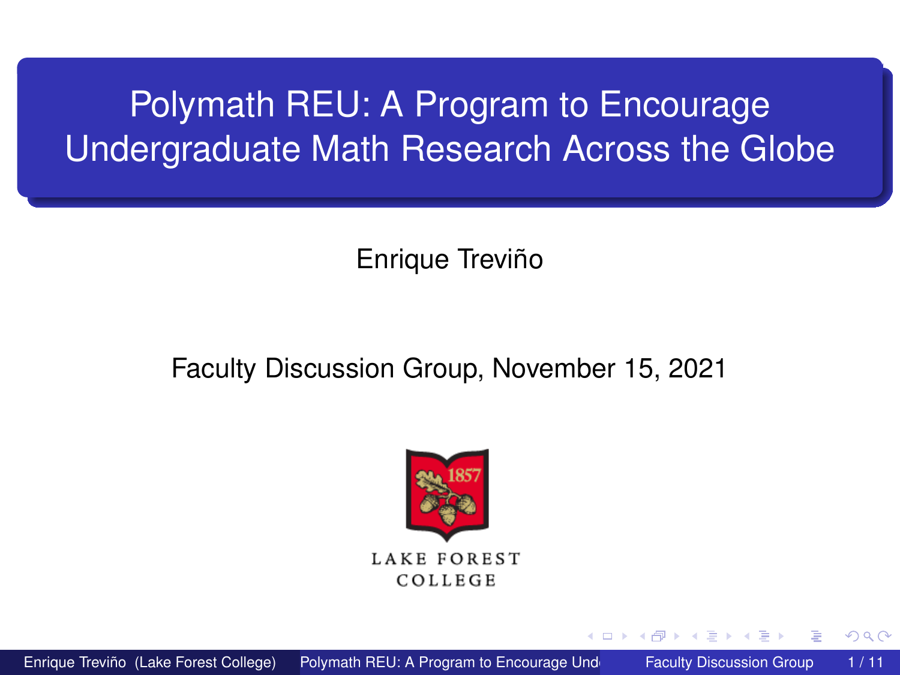# Polymath REU: A Program to Encourage Undergraduate Math Research Across the Globe

Enrique Treviño

Faculty Discussion Group, November 15, 2021

LAKE FOREST COLLEGE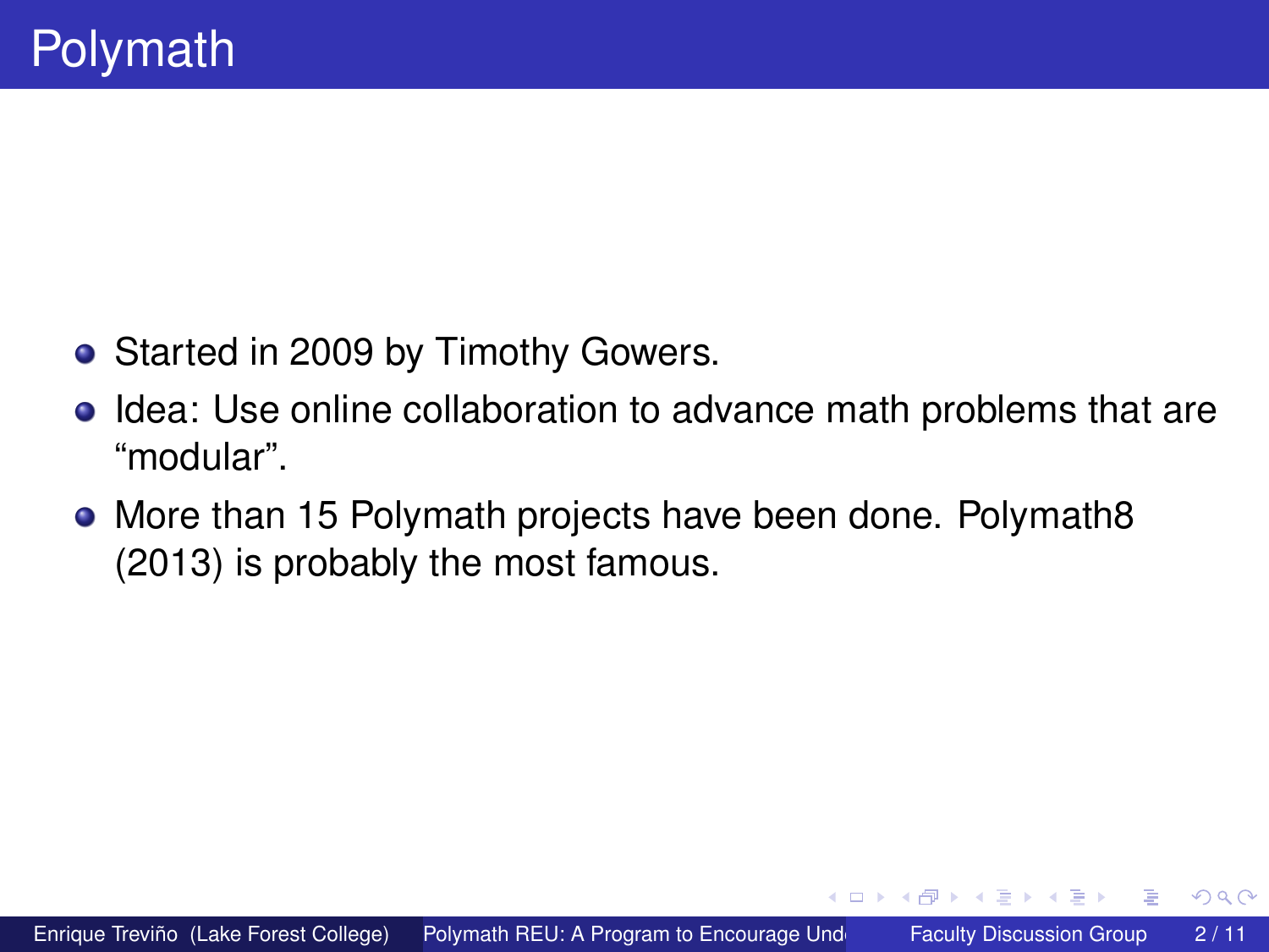# Polymath

- Started in 2009 by Timothy Gowers.
- Idea: Use online collaboration to advance math problems that are “modular”.
- More than 15 Polymath projects have been done. Polymath8 (2013) is probably the most famous.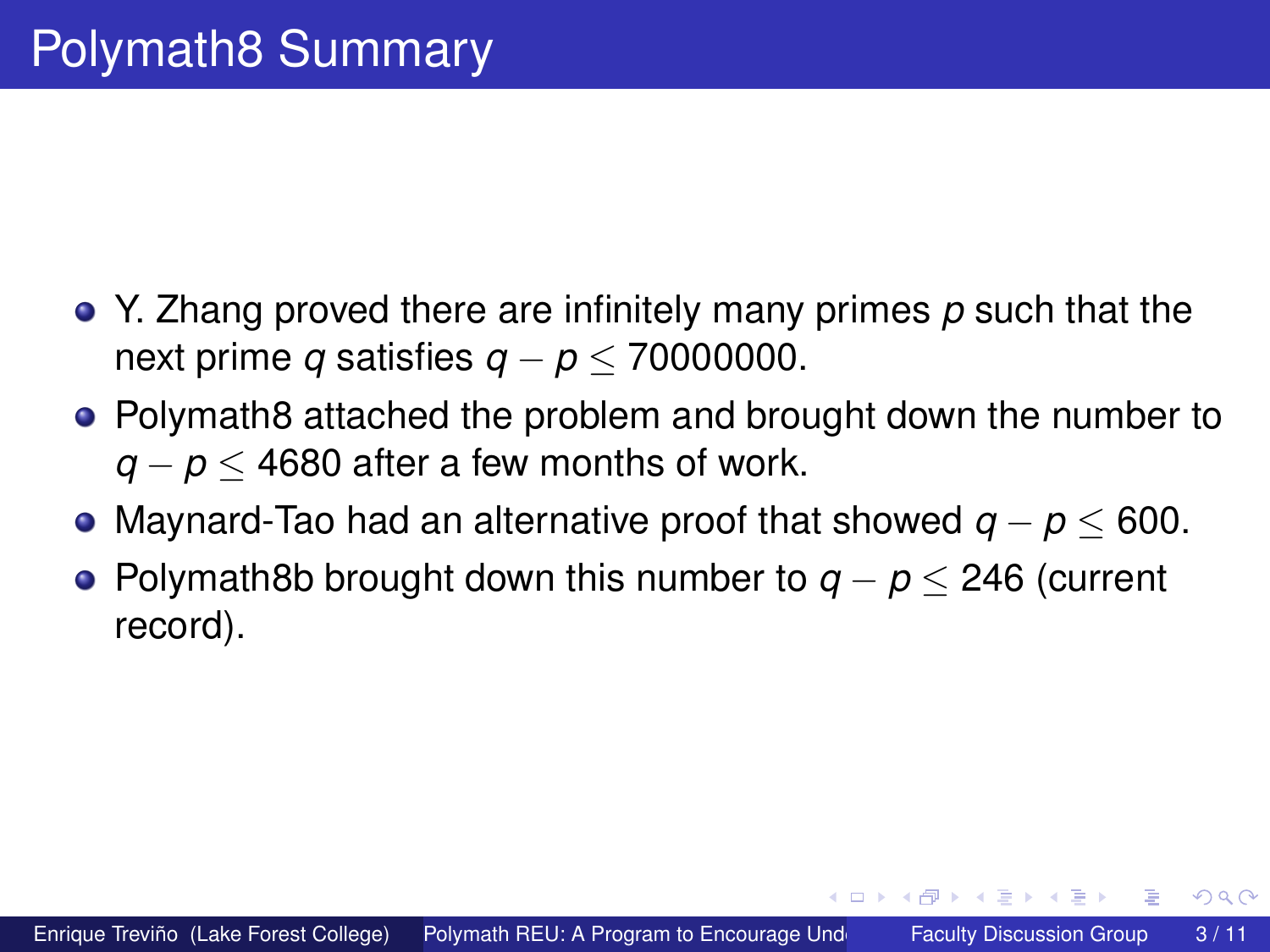# Polymath8 Summary

- Y. Zhang proved there are infinitely many primes $p$ such that the next prime $q$ satisfies $q - p \leq 70000000$.
- Polymath8 attached the problem and brought down the number to $q - p \leq 4680$ after a few months of work.
- Maynard-Tao had an alternative proof that showed $q - p \leq 600$.
- Polymath8b brought down this number to $q - p \leq 246$ (current record).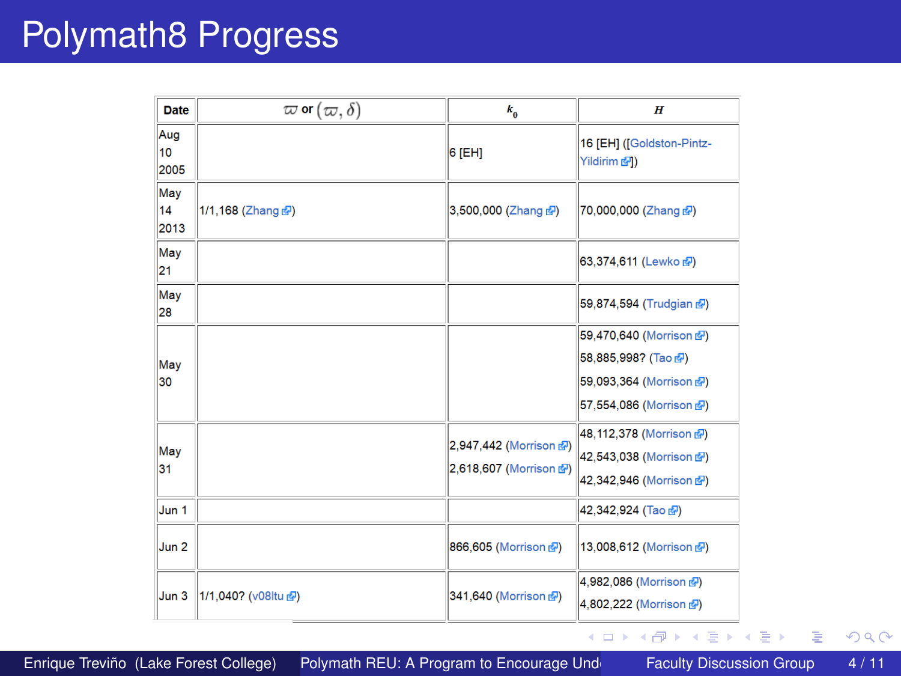# Polymath8 Progress

| Date | $\varpi$ or $(\varpi, \delta)$ | $k_0$ | $H$ |
|---|---|---|---|
| Aug 10 2005 | | 6 [EH] | 16 [EH] ([Goldston-Pintz-Yildirim]) |
| May 14 2013 | 1/1,168 (Zhang) | 3,500,000 (Zhang) | 70,000,000 (Zhang) |
| May 21 | | | 63,374,611 (Lewko) |
| May 28 | | | 59,874,594 (Trudgian) |
| May 30 | | | 59,470,640 (Morrison) 58,885,998? (Tao) 59,093,364 (Morrison) 57,554,086 (Morrison) |
| May 31 | | 2,947,442 (Morrison) 2,618,607 (Morrison) | 48,112,378 (Morrison) 42,543,038 (Morrison) 42,342,946 (Morrison) |
| Jun 1 | | | 42,342,924 (Tao) |
| Jun 2 | | 866,605 (Morrison) | 13,008,612 (Morrison) |
| Jun 3 | 1/1,040? (v08ltu) | 341,640 (Morrison) | 4,982,086 (Morrison) 4,802,222 (Morrison) |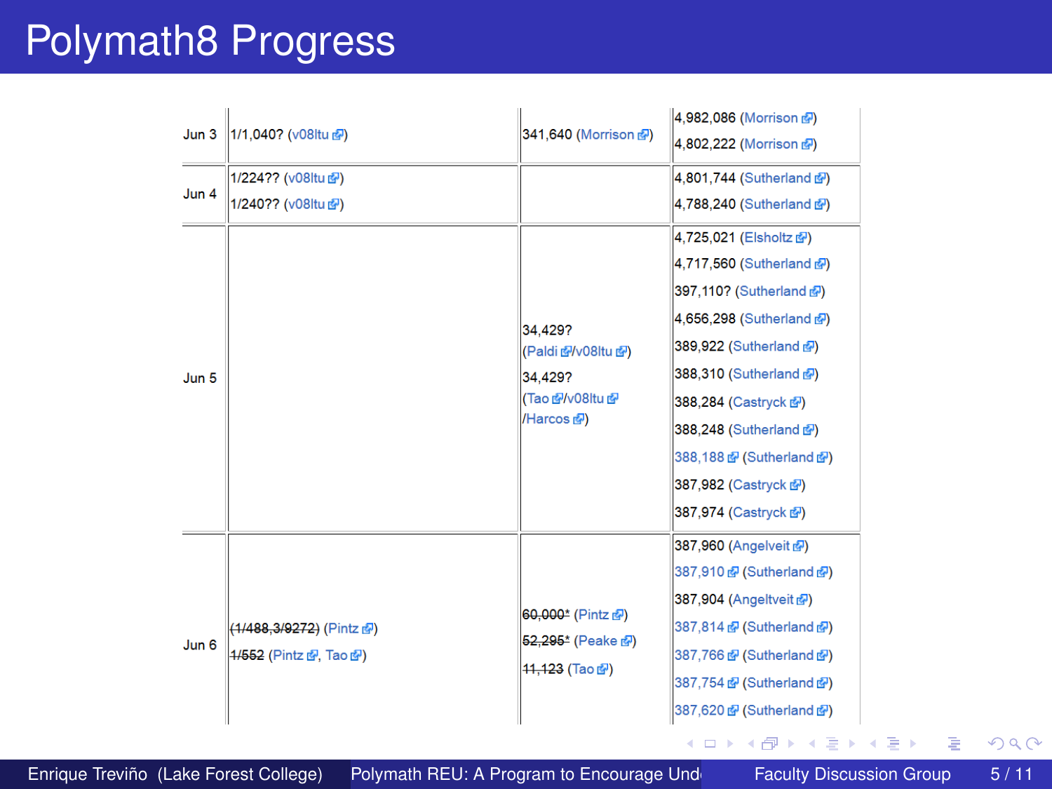# Polymath8 Progress

| | | | |
|---|---|---|---|
| Jun 3 | 1/1,040? (v08ltu) | 341,640 (Morrison) | 4,982,086 (Morrison)<br>4,802,222 (Morrison) |
| Jun 4 | 1/224?? (v08ltu)<br>1/240?? (v08ltu) | | 4,801,744 (Sutherland)<br>4,788,240 (Sutherland) |
| Jun 5 | | 34,429? (Paldi/v08ltu)<br>34,429? (Tao/v08ltu/Harcos) | 4,725,021 (Elsholtz)<br>4,717,560 (Sutherland)<br>397,110? (Sutherland)<br>4,656,298 (Sutherland)<br>389,922 (Sutherland)<br>388,310 (Sutherland)<br>388,284 (Castryck)<br>388,248 (Sutherland)<br>388,188 (Sutherland)<br>387,982 (Castryck)<br>387,974 (Castryck) |
| Jun 6 | ~~(1/488,3/9272)~~ (Pintz)<br>~~1/552~~ (Pintz, Tao) | ~~60,000*~~ (Pintz)<br>~~52,295*~~ (Peake)<br>~~11,123~~ (Tao) | 387,960 (Angelveit)<br>387,910 (Sutherland)<br>387,904 (Angeltveit)<br>387,814 (Sutherland)<br>387,766 (Sutherland)<br>387,754 (Sutherland)<br>387,620 (Sutherland) |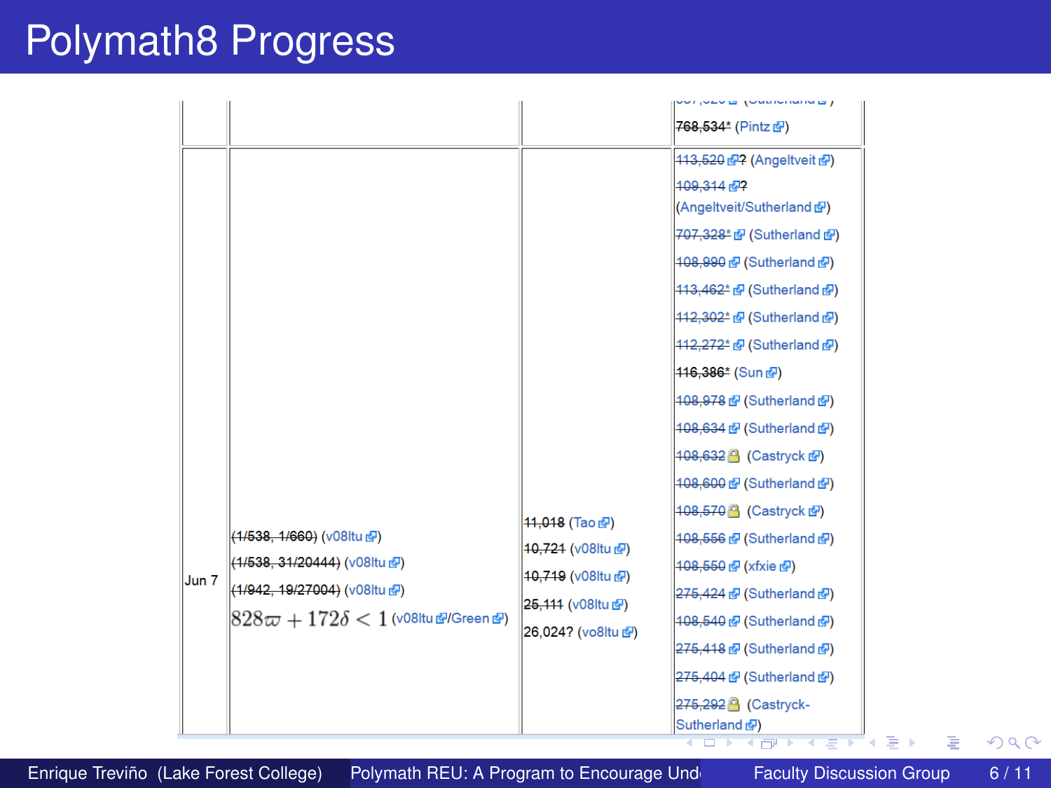# Polymath8 Progress

| | | | |
|---|---|---|---|
| | | | ~~768,534*~~ (Pintz) |
| Jun 7 | ~~(1/538, 1/660)~~ (v08ltu)<br>~~(1/538, 31/20444)~~ (v08ltu)<br>~~(1/942, 19/27004)~~ (v08ltu)<br>$828\varpi + 172\delta < 1$ (v08ltu/Green) | ~~11,018~~ (Tao)<br>~~10,721~~ (v08ltu)<br>~~10,719~~ (v08ltu)<br>~~25,111~~ (v08ltu)<br>26,024? (vo8ltu) | ~~113,520~~? (Angeltveit)<br>~~109,314~~? (Angeltveit/Sutherland)<br>~~707,328*~~ (Sutherland)<br>~~108,990~~ (Sutherland)<br>~~113,462*~~ (Sutherland)<br>~~112,302*~~ (Sutherland)<br>~~112,272*~~ (Sutherland)<br>~~116,386*~~ (Sun)<br>~~108,978~~ (Sutherland)<br>~~108,634~~ (Sutherland)<br>~~108,632~~ (Castryck)<br>~~108,600~~ (Sutherland)<br>~~108,570~~ (Castryck)<br>~~108,556~~ (Sutherland)<br>~~108,550~~ (xfxie)<br>~~275,424~~ (Sutherland)<br>~~108,540~~ (Sutherland)<br>~~275,418~~ (Sutherland)<br>~~275,404~~ (Sutherland)<br>~~275,292~~ (Castryck-Sutherland) |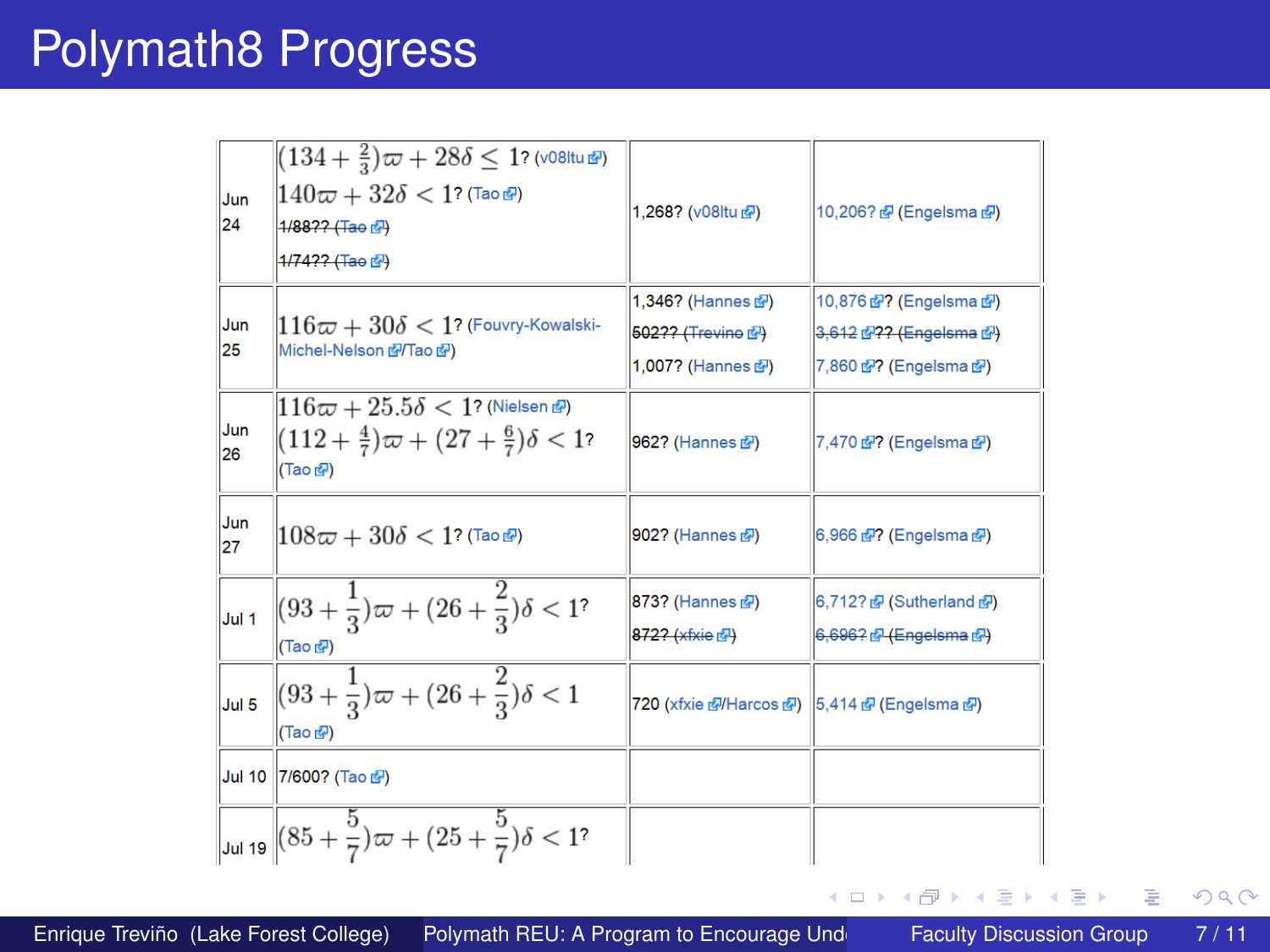# Polymath8 Progress

| | | | |
|---|---|---|---|
| Jun 24 | $(134 + \frac{2}{3})\varpi + 28\delta \leq 1$? (v08ltu)<br>$140\varpi + 32\delta < 1$? (Tao)<br>~~1/88?? (Tao)~~<br>~~1/74?? (Tao)~~ | 1,268? (v08ltu) | 10,206? (Engelsma) |
| Jun 25 | $116\varpi + 30\delta < 1$? (Fouvry-Kowalski-Michel-Nelson/Tao) | 1,346? (Hannes)<br>~~502?? (Trevino)~~<br>1,007? (Hannes) | 10,876? (Engelsma)<br>~~3,612?? (Engelsma)~~<br>7,860? (Engelsma) |
| Jun 26 | $116\varpi + 25.5\delta < 1$? (Nielsen)<br>$(112 + \frac{4}{7})\varpi + (27 + \frac{6}{7})\delta < 1$? (Tao) | 962? (Hannes) | 7,470? (Engelsma) |
| Jun 27 | $108\varpi + 30\delta < 1$? (Tao) | 902? (Hannes) | 6,966? (Engelsma) |
| Jul 1 | $(93 + \frac{1}{3})\varpi + (26 + \frac{2}{3})\delta < 1$? (Tao) | 873? (Hannes)<br>~~872? (xfxie)~~ | 6,712? (Sutherland)<br>~~6,696? (Engelsma)~~ |
| Jul 5 | $(93 + \frac{1}{3})\varpi + (26 + \frac{2}{3})\delta < 1$ (Tao) | 720 (xfxie/Harcos) | 5,414 (Engelsma) |
| Jul 10 | 7/600? (Tao) | | |
| Jul 19 | $(85 + \frac{5}{7})\varpi + (25 + \frac{5}{7})\delta < 1$? | | |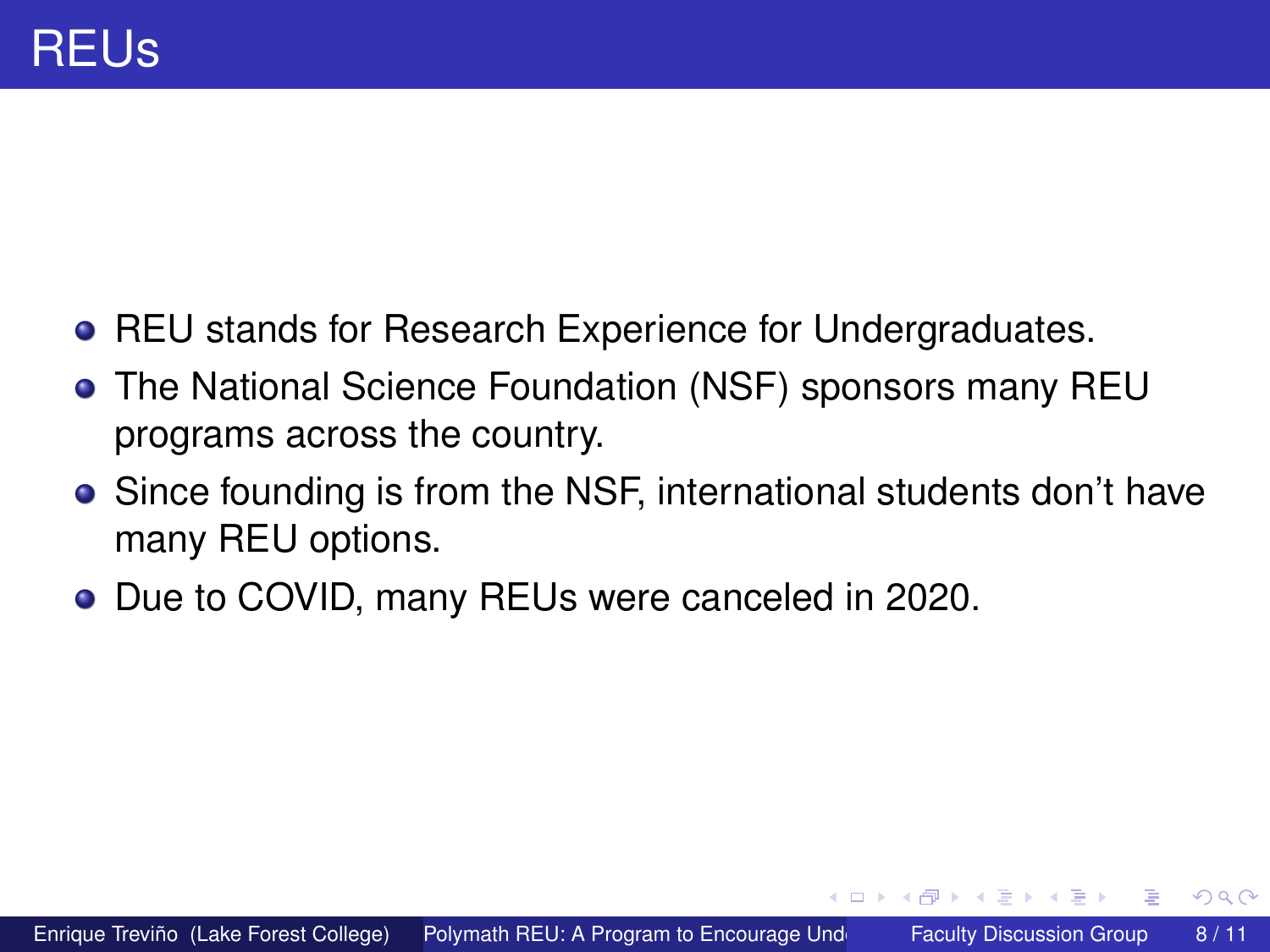# REUs

- REU stands for Research Experience for Undergraduates.
- The National Science Foundation (NSF) sponsors many REU programs across the country.
- Since founding is from the NSF, international students don't have many REU options.
- Due to COVID, many REUs were canceled in 2020.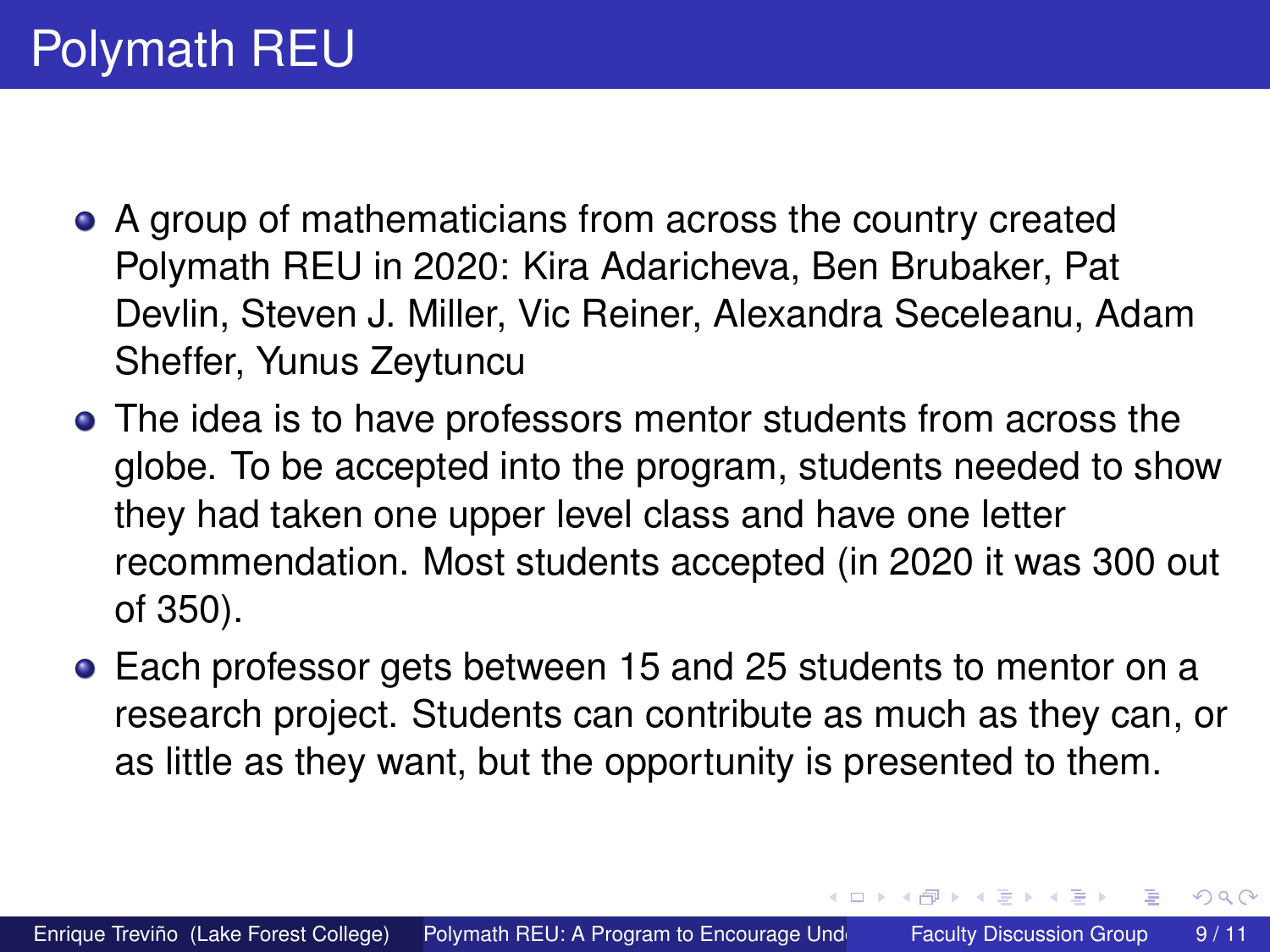# Polymath REU

- A group of mathematicians from across the country created Polymath REU in 2020: Kira Adaricheva, Ben Brubaker, Pat Devlin, Steven J. Miller, Vic Reiner, Alexandra Seceleanu, Adam Sheffer, Yunus Zeytuncu
- The idea is to have professors mentor students from across the globe. To be accepted into the program, students needed to show they had taken one upper level class and have one letter recommendation. Most students accepted (in 2020 it was 300 out of 350).
- Each professor gets between 15 and 25 students to mentor on a research project. Students can contribute as much as they can, or as little as they want, but the opportunity is presented to them.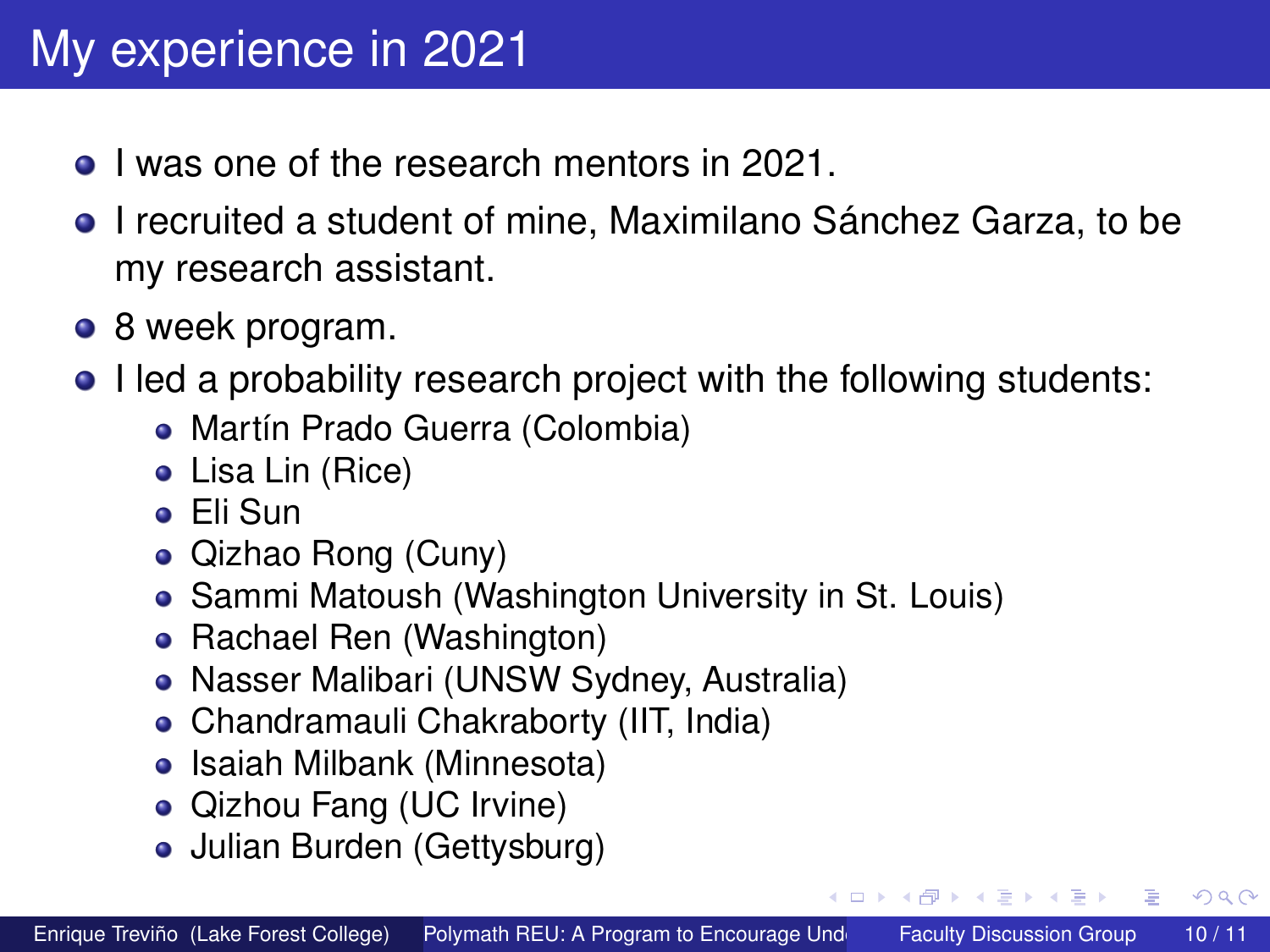# My experience in 2021

- I was one of the research mentors in 2021.
- I recruited a student of mine, Maximilano Sánchez Garza, to be my research assistant.
- 8 week program.
- I led a probability research project with the following students:
  - Martín Prado Guerra (Colombia)
  - Lisa Lin (Rice)
  - Eli Sun
  - Qizhao Rong (Cuny)
  - Sammi Matoush (Washington University in St. Louis)
  - Rachael Ren (Washington)
  - Nasser Malibari (UNSW Sydney, Australia)
  - Chandramauli Chakraborty (IIT, India)
  - Isaiah Milbank (Minnesota)
  - Qizhou Fang (UC Irvine)
  - Julian Burden (Gettysburg)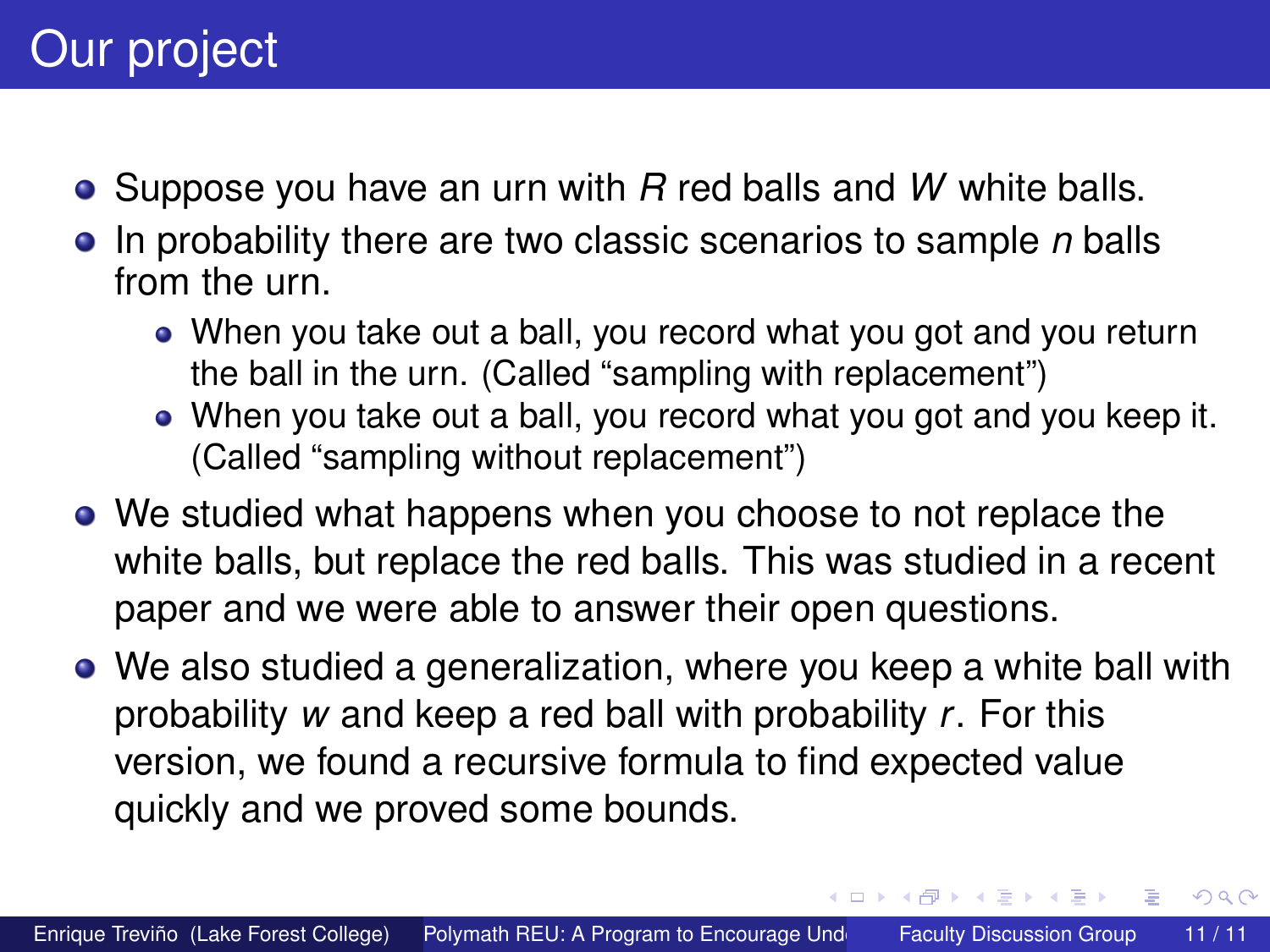# Our project

- Suppose you have an urn with $R$ red balls and $W$ white balls.
- In probability there are two classic scenarios to sample $n$ balls from the urn.
  - When you take out a ball, you record what you got and you return the ball in the urn. (Called "sampling with replacement")
  - When you take out a ball, you record what you got and you keep it. (Called "sampling without replacement")
- We studied what happens when you choose to not replace the white balls, but replace the red balls. This was studied in a recent paper and we were able to answer their open questions.
- We also studied a generalization, where you keep a white ball with probability $w$ and keep a red ball with probability $r$. For this version, we found a recursive formula to find expected value quickly and we proved some bounds.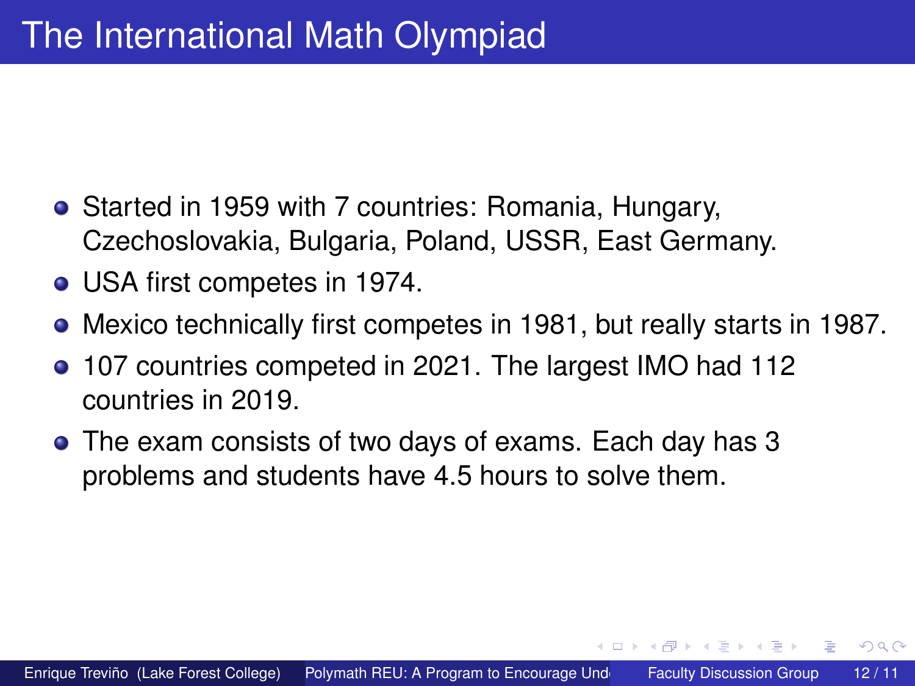# The International Math Olympiad

- Started in 1959 with 7 countries: Romania, Hungary, Czechoslovakia, Bulgaria, Poland, USSR, East Germany.
- USA first competes in 1974.
- Mexico technically first competes in 1981, but really starts in 1987.
- 107 countries competed in 2021. The largest IMO had 112 countries in 2019.
- The exam consists of two days of exams. Each day has 3 problems and students have 4.5 hours to solve them.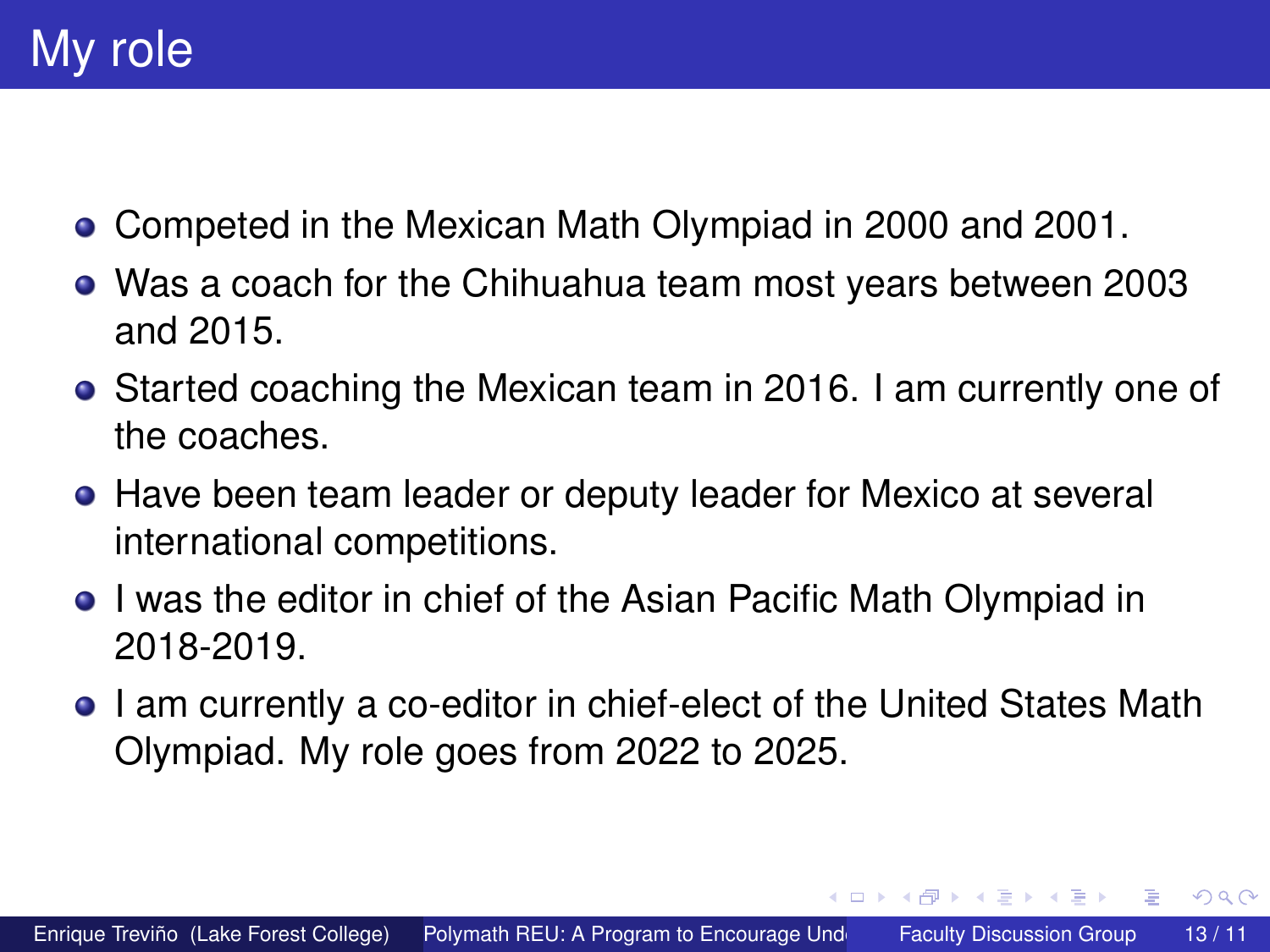# My role

- Competed in the Mexican Math Olympiad in 2000 and 2001.
- Was a coach for the Chihuahua team most years between 2003 and 2015.
- Started coaching the Mexican team in 2016. I am currently one of the coaches.
- Have been team leader or deputy leader for Mexico at several international competitions.
- I was the editor in chief of the Asian Pacific Math Olympiad in 2018-2019.
- I am currently a co-editor in chief-elect of the United States Math Olympiad. My role goes from 2022 to 2025.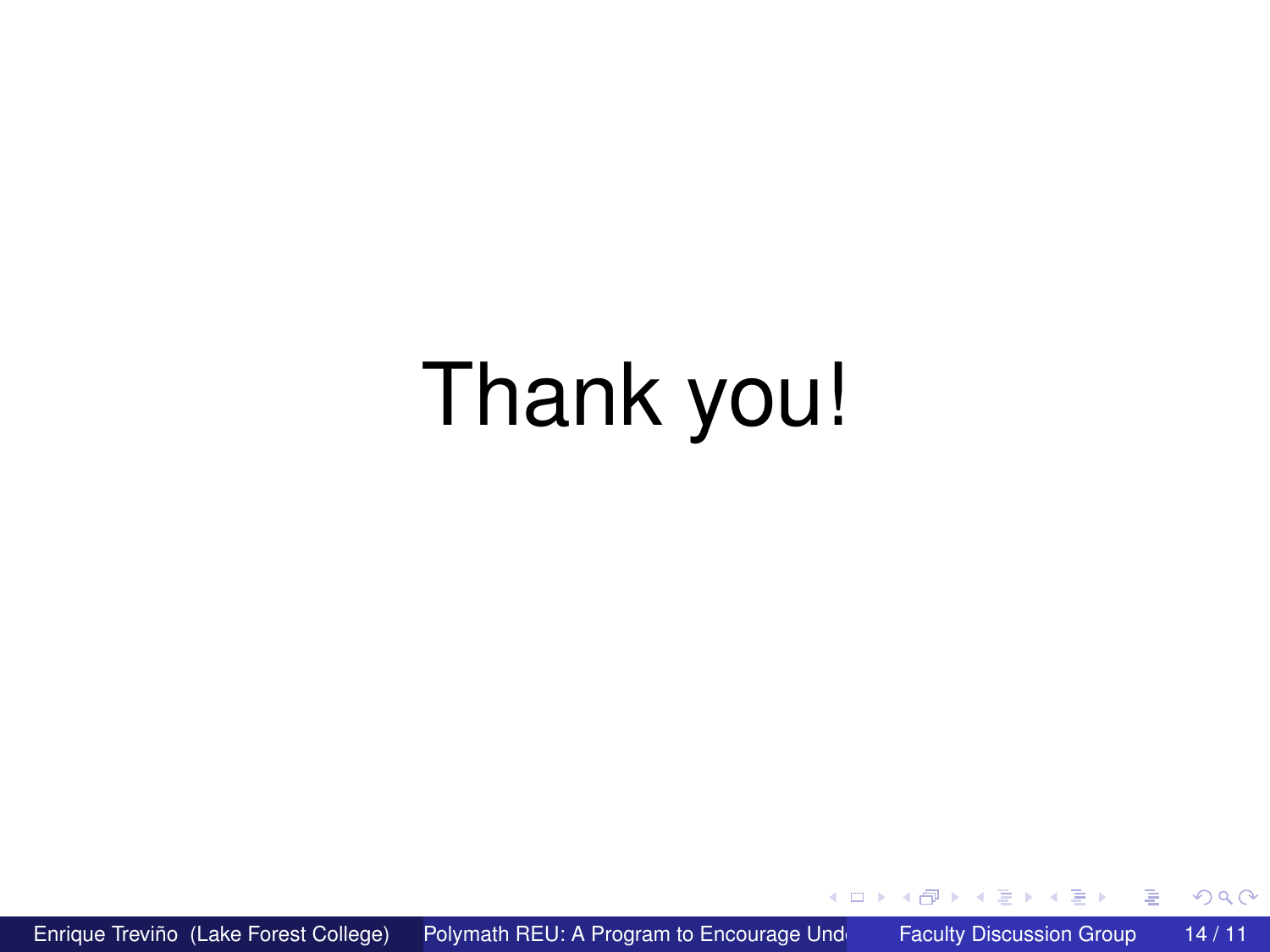Thank you!